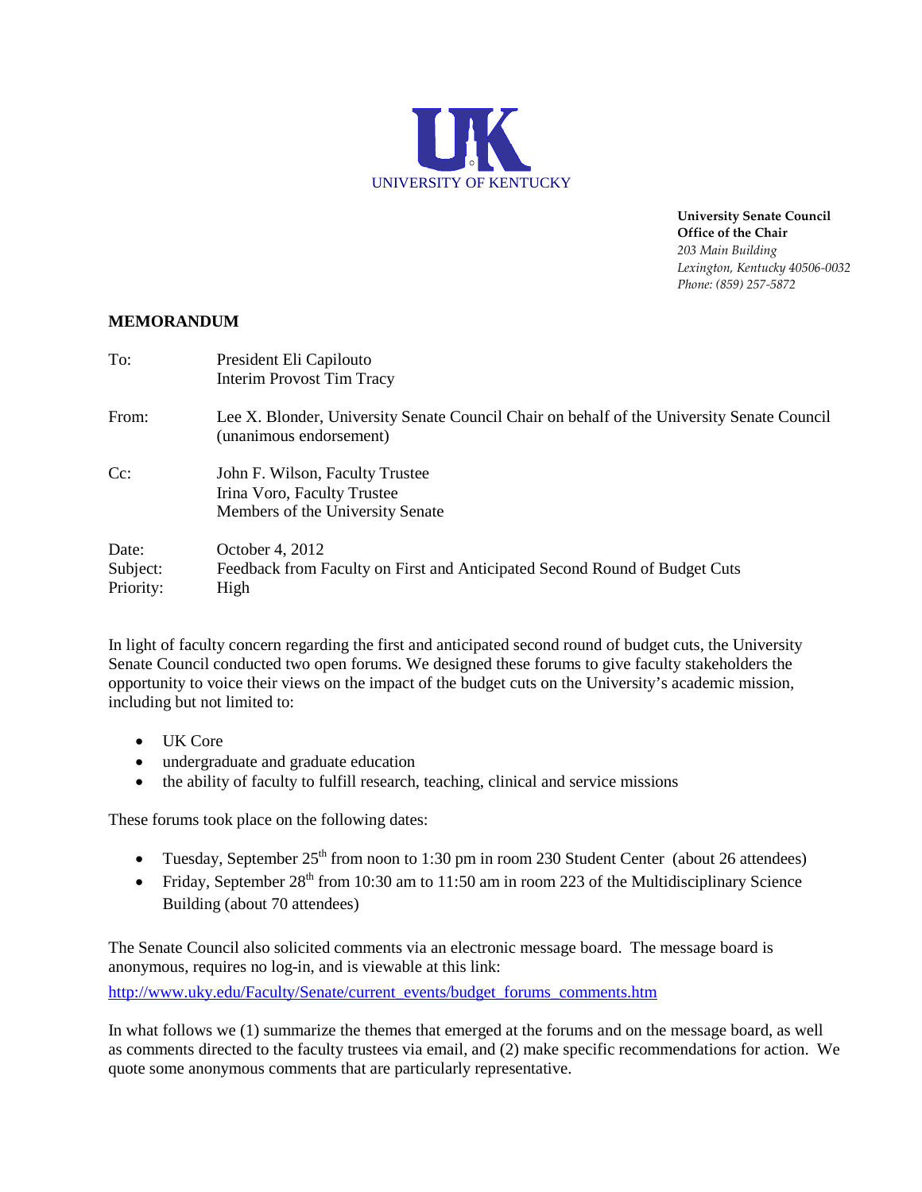UK

UNIVERSITY OF KENTUCKY

**University Senate Council**
**Office of the Chair**
*203 Main Building*
*Lexington, Kentucky 40506-0032*
*Phone: (859) 257-5872*

**MEMORANDUM**

To: President Eli Capilouto
Interim Provost Tim Tracy

From: Lee X. Blonder, University Senate Council Chair on behalf of the University Senate Council (unanimous endorsement)

Cc: John F. Wilson, Faculty Trustee
Irina Voro, Faculty Trustee
Members of the University Senate

Date: October 4, 2012
Subject: Feedback from Faculty on First and Anticipated Second Round of Budget Cuts
Priority: High

In light of faculty concern regarding the first and anticipated second round of budget cuts, the University Senate Council conducted two open forums. We designed these forums to give faculty stakeholders the opportunity to voice their views on the impact of the budget cuts on the University's academic mission, including but not limited to:

- UK Core
- undergraduate and graduate education
- the ability of faculty to fulfill research, teaching, clinical and service missions

These forums took place on the following dates:

- Tuesday, September 25th from noon to 1:30 pm in room 230 Student Center (about 26 attendees)
- Friday, September 28th from 10:30 am to 11:50 am in room 223 of the Multidisciplinary Science Building (about 70 attendees)

The Senate Council also solicited comments via an electronic message board. The message board is anonymous, requires no log-in, and is viewable at this link:

http://www.uky.edu/Faculty/Senate/current_events/budget_forums_comments.htm

In what follows we (1) summarize the themes that emerged at the forums and on the message board, as well as comments directed to the faculty trustees via email, and (2) make specific recommendations for action. We quote some anonymous comments that are particularly representative.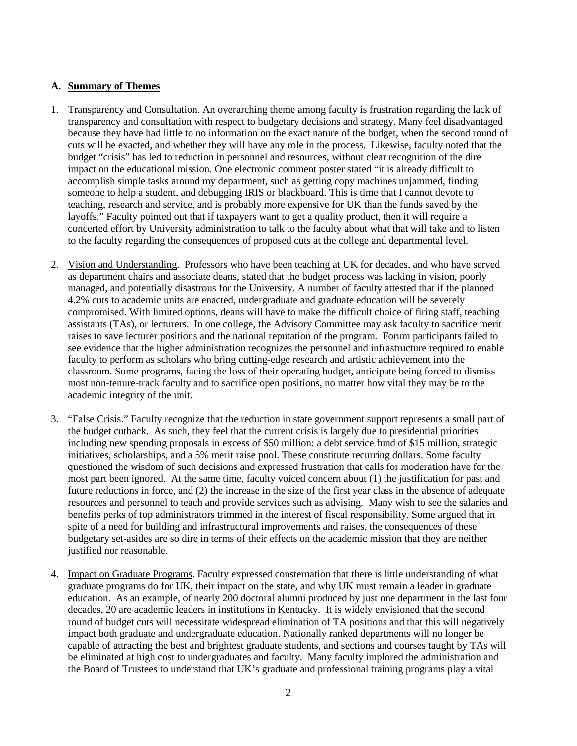## A. Summary of Themes

1. Transparency and Consultation. An overarching theme among faculty is frustration regarding the lack of transparency and consultation with respect to budgetary decisions and strategy. Many feel disadvantaged because they have had little to no information on the exact nature of the budget, when the second round of cuts will be exacted, and whether they will have any role in the process. Likewise, faculty noted that the budget "crisis" has led to reduction in personnel and resources, without clear recognition of the dire impact on the educational mission. One electronic comment poster stated "it is already difficult to accomplish simple tasks around my department, such as getting copy machines unjammed, finding someone to help a student, and debugging IRIS or blackboard. This is time that I cannot devote to teaching, research and service, and is probably more expensive for UK than the funds saved by the layoffs." Faculty pointed out that if taxpayers want to get a quality product, then it will require a concerted effort by University administration to talk to the faculty about what that will take and to listen to the faculty regarding the consequences of proposed cuts at the college and departmental level.

2. Vision and Understanding. Professors who have been teaching at UK for decades, and who have served as department chairs and associate deans, stated that the budget process was lacking in vision, poorly managed, and potentially disastrous for the University. A number of faculty attested that if the planned 4.2% cuts to academic units are enacted, undergraduate and graduate education will be severely compromised. With limited options, deans will have to make the difficult choice of firing staff, teaching assistants (TAs), or lecturers. In one college, the Advisory Committee may ask faculty to sacrifice merit raises to save lecturer positions and the national reputation of the program. Forum participants failed to see evidence that the higher administration recognizes the personnel and infrastructure required to enable faculty to perform as scholars who bring cutting-edge research and artistic achievement into the classroom. Some programs, facing the loss of their operating budget, anticipate being forced to dismiss most non-tenure-track faculty and to sacrifice open positions, no matter how vital they may be to the academic integrity of the unit.

3. "False Crisis." Faculty recognize that the reduction in state government support represents a small part of the budget cutback. As such, they feel that the current crisis is largely due to presidential priorities including new spending proposals in excess of $50 million: a debt service fund of $15 million, strategic initiatives, scholarships, and a 5% merit raise pool. These constitute recurring dollars. Some faculty questioned the wisdom of such decisions and expressed frustration that calls for moderation have for the most part been ignored. At the same time, faculty voiced concern about (1) the justification for past and future reductions in force, and (2) the increase in the size of the first year class in the absence of adequate resources and personnel to teach and provide services such as advising. Many wish to see the salaries and benefits perks of top administrators trimmed in the interest of fiscal responsibility. Some argued that in spite of a need for building and infrastructural improvements and raises, the consequences of these budgetary set-asides are so dire in terms of their effects on the academic mission that they are neither justified nor reasonable.

4. Impact on Graduate Programs. Faculty expressed consternation that there is little understanding of what graduate programs do for UK, their impact on the state, and why UK must remain a leader in graduate education. As an example, of nearly 200 doctoral alumni produced by just one department in the last four decades, 20 are academic leaders in institutions in Kentucky. It is widely envisioned that the second round of budget cuts will necessitate widespread elimination of TA positions and that this will negatively impact both graduate and undergraduate education. Nationally ranked departments will no longer be capable of attracting the best and brightest graduate students, and sections and courses taught by TAs will be eliminated at high cost to undergraduates and faculty. Many faculty implored the administration and the Board of Trustees to understand that UK's graduate and professional training programs play a vital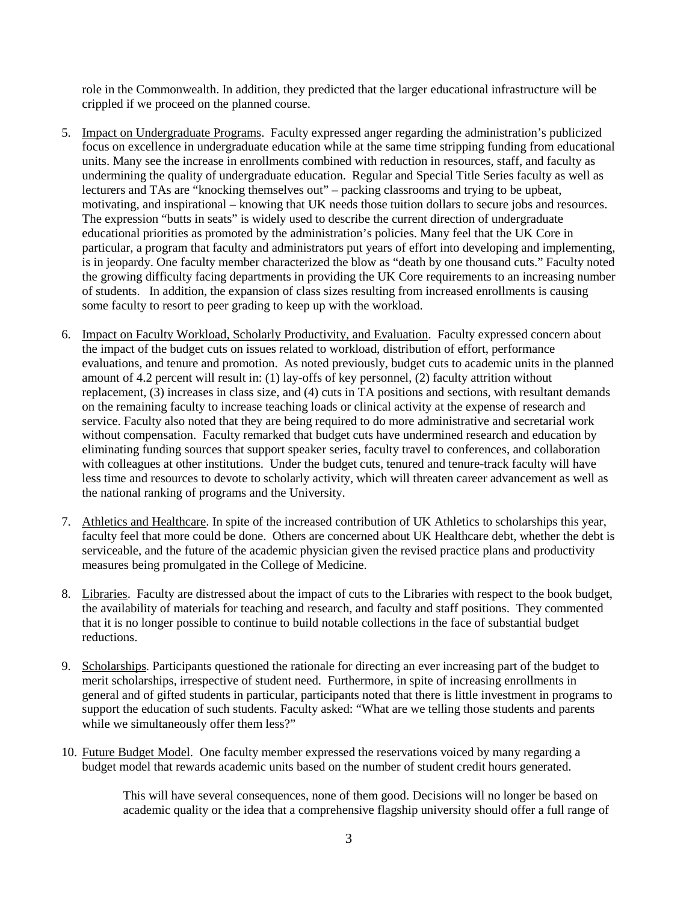role in the Commonwealth. In addition, they predicted that the larger educational infrastructure will be crippled if we proceed on the planned course.

5. <u>Impact on Undergraduate Programs</u>. Faculty expressed anger regarding the administration's publicized focus on excellence in undergraduate education while at the same time stripping funding from educational units. Many see the increase in enrollments combined with reduction in resources, staff, and faculty as undermining the quality of undergraduate education. Regular and Special Title Series faculty as well as lecturers and TAs are "knocking themselves out" – packing classrooms and trying to be upbeat, motivating, and inspirational – knowing that UK needs those tuition dollars to secure jobs and resources. The expression "butts in seats" is widely used to describe the current direction of undergraduate educational priorities as promoted by the administration's policies. Many feel that the UK Core in particular, a program that faculty and administrators put years of effort into developing and implementing, is in jeopardy. One faculty member characterized the blow as "death by one thousand cuts." Faculty noted the growing difficulty facing departments in providing the UK Core requirements to an increasing number of students. In addition, the expansion of class sizes resulting from increased enrollments is causing some faculty to resort to peer grading to keep up with the workload.

6. <u>Impact on Faculty Workload, Scholarly Productivity, and Evaluation</u>. Faculty expressed concern about the impact of the budget cuts on issues related to workload, distribution of effort, performance evaluations, and tenure and promotion. As noted previously, budget cuts to academic units in the planned amount of 4.2 percent will result in: (1) lay-offs of key personnel, (2) faculty attrition without replacement, (3) increases in class size, and (4) cuts in TA positions and sections, with resultant demands on the remaining faculty to increase teaching loads or clinical activity at the expense of research and service. Faculty also noted that they are being required to do more administrative and secretarial work without compensation. Faculty remarked that budget cuts have undermined research and education by eliminating funding sources that support speaker series, faculty travel to conferences, and collaboration with colleagues at other institutions. Under the budget cuts, tenured and tenure-track faculty will have less time and resources to devote to scholarly activity, which will threaten career advancement as well as the national ranking of programs and the University.

7. <u>Athletics and Healthcare</u>. In spite of the increased contribution of UK Athletics to scholarships this year, faculty feel that more could be done. Others are concerned about UK Healthcare debt, whether the debt is serviceable, and the future of the academic physician given the revised practice plans and productivity measures being promulgated in the College of Medicine.

8. <u>Libraries</u>. Faculty are distressed about the impact of cuts to the Libraries with respect to the book budget, the availability of materials for teaching and research, and faculty and staff positions. They commented that it is no longer possible to continue to build notable collections in the face of substantial budget reductions.

9. <u>Scholarships</u>. Participants questioned the rationale for directing an ever increasing part of the budget to merit scholarships, irrespective of student need. Furthermore, in spite of increasing enrollments in general and of gifted students in particular, participants noted that there is little investment in programs to support the education of such students. Faculty asked: "What are we telling those students and parents while we simultaneously offer them less?"

10. <u>Future Budget Model</u>. One faculty member expressed the reservations voiced by many regarding a budget model that rewards academic units based on the number of student credit hours generated.

> This will have several consequences, none of them good. Decisions will no longer be based on academic quality or the idea that a comprehensive flagship university should offer a full range of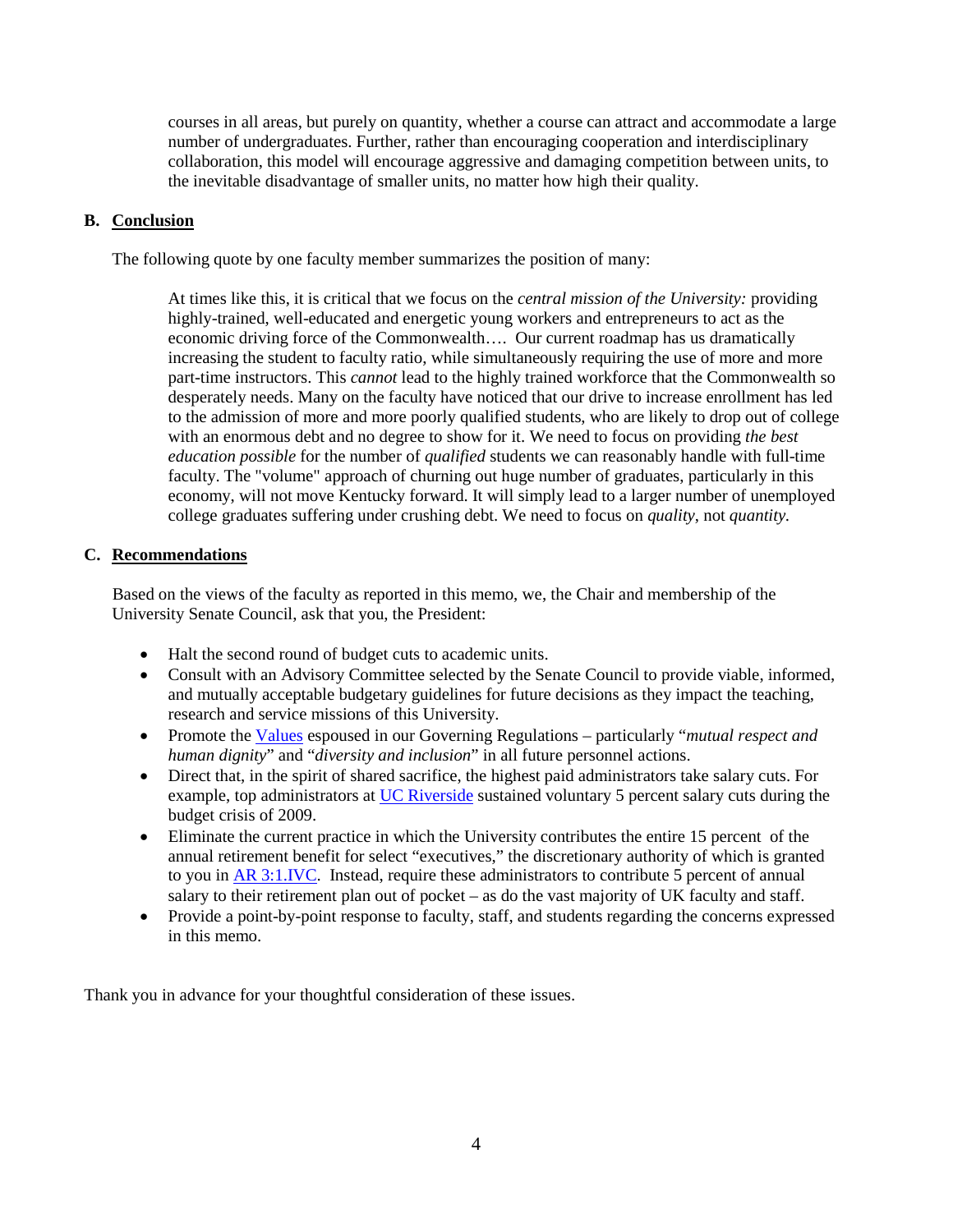courses in all areas, but purely on quantity, whether a course can attract and accommodate a large number of undergraduates. Further, rather than encouraging cooperation and interdisciplinary collaboration, this model will encourage aggressive and damaging competition between units, to the inevitable disadvantage of smaller units, no matter how high their quality.

## B. Conclusion

The following quote by one faculty member summarizes the position of many:

> At times like this, it is critical that we focus on the *central mission of the University:* providing highly-trained, well-educated and energetic young workers and entrepreneurs to act as the economic driving force of the Commonwealth…. Our current roadmap has us dramatically increasing the student to faculty ratio, while simultaneously requiring the use of more and more part-time instructors. This *cannot* lead to the highly trained workforce that the Commonwealth so desperately needs. Many on the faculty have noticed that our drive to increase enrollment has led to the admission of more and more poorly qualified students, who are likely to drop out of college with an enormous debt and no degree to show for it. We need to focus on providing *the best education possible* for the number of *qualified* students we can reasonably handle with full-time faculty. The "volume" approach of churning out huge number of graduates, particularly in this economy, will not move Kentucky forward. It will simply lead to a larger number of unemployed college graduates suffering under crushing debt. We need to focus on *quality*, not *quantity.*

## C. Recommendations

Based on the views of the faculty as reported in this memo, we, the Chair and membership of the University Senate Council, ask that you, the President:

- Halt the second round of budget cuts to academic units.
- Consult with an Advisory Committee selected by the Senate Council to provide viable, informed, and mutually acceptable budgetary guidelines for future decisions as they impact the teaching, research and service missions of this University.
- Promote the Values espoused in our Governing Regulations – particularly "*mutual respect and human dignity*" and "*diversity and inclusion*" in all future personnel actions.
- Direct that, in the spirit of shared sacrifice, the highest paid administrators take salary cuts. For example, top administrators at UC Riverside sustained voluntary 5 percent salary cuts during the budget crisis of 2009.
- Eliminate the current practice in which the University contributes the entire 15 percent of the annual retirement benefit for select "executives," the discretionary authority of which is granted to you in AR 3:1.IVC. Instead, require these administrators to contribute 5 percent of annual salary to their retirement plan out of pocket – as do the vast majority of UK faculty and staff.
- Provide a point-by-point response to faculty, staff, and students regarding the concerns expressed in this memo.

Thank you in advance for your thoughtful consideration of these issues.